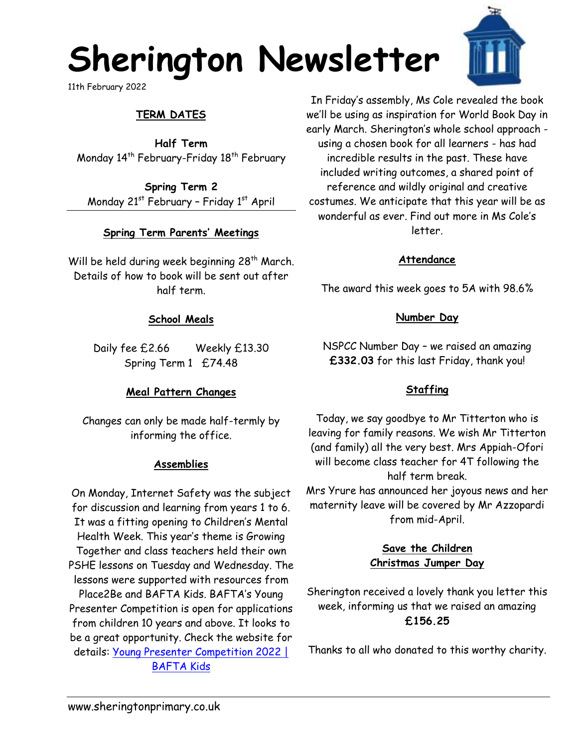# Sherington Newsletter

11th February 2022

## TERM DATES

**Half Term**
Monday 14th February-Friday 18th February

**Spring Term 2**
Monday 21st February – Friday 1st April

## Spring Term Parents' Meetings

Will be held during week beginning 28th March. Details of how to book will be sent out after half term.

## School Meals

Daily fee £2.66 Weekly £13.30
Spring Term 1 £74.48

## Meal Pattern Changes

Changes can only be made half-termly by informing the office.

## Assemblies

On Monday, Internet Safety was the subject for discussion and learning from years 1 to 6. It was a fitting opening to Children's Mental Health Week. This year's theme is Growing Together and class teachers held their own PSHE lessons on Tuesday and Wednesday. The lessons were supported with resources from Place2Be and BAFTA Kids. BAFTA's Young Presenter Competition is open for applications from children 10 years and above. It looks to be a great opportunity. Check the website for details: [Young Presenter Competition 2022 | BAFTA Kids]

In Friday's assembly, Ms Cole revealed the book we'll be using as inspiration for World Book Day in early March. Sherington's whole school approach - using a chosen book for all learners - has had incredible results in the past. These have included writing outcomes, a shared point of reference and wildly original and creative costumes. We anticipate that this year will be as wonderful as ever. Find out more in Ms Cole's letter.

## Attendance

The award this week goes to 5A with 98.6%

## Number Day

NSPCC Number Day – we raised an amazing **£332.03** for this last Friday, thank you!

## Staffing

Today, we say goodbye to Mr Titterton who is leaving for family reasons. We wish Mr Titterton (and family) all the very best. Mrs Appiah-Ofori will become class teacher for 4T following the half term break.

Mrs Yrure has announced her joyous news and her maternity leave will be covered by Mr Azzopardi from mid-April.

## Save the Children Christmas Jumper Day

Sherington received a lovely thank you letter this week, informing us that we raised an amazing **£156.25**

Thanks to all who donated to this worthy charity.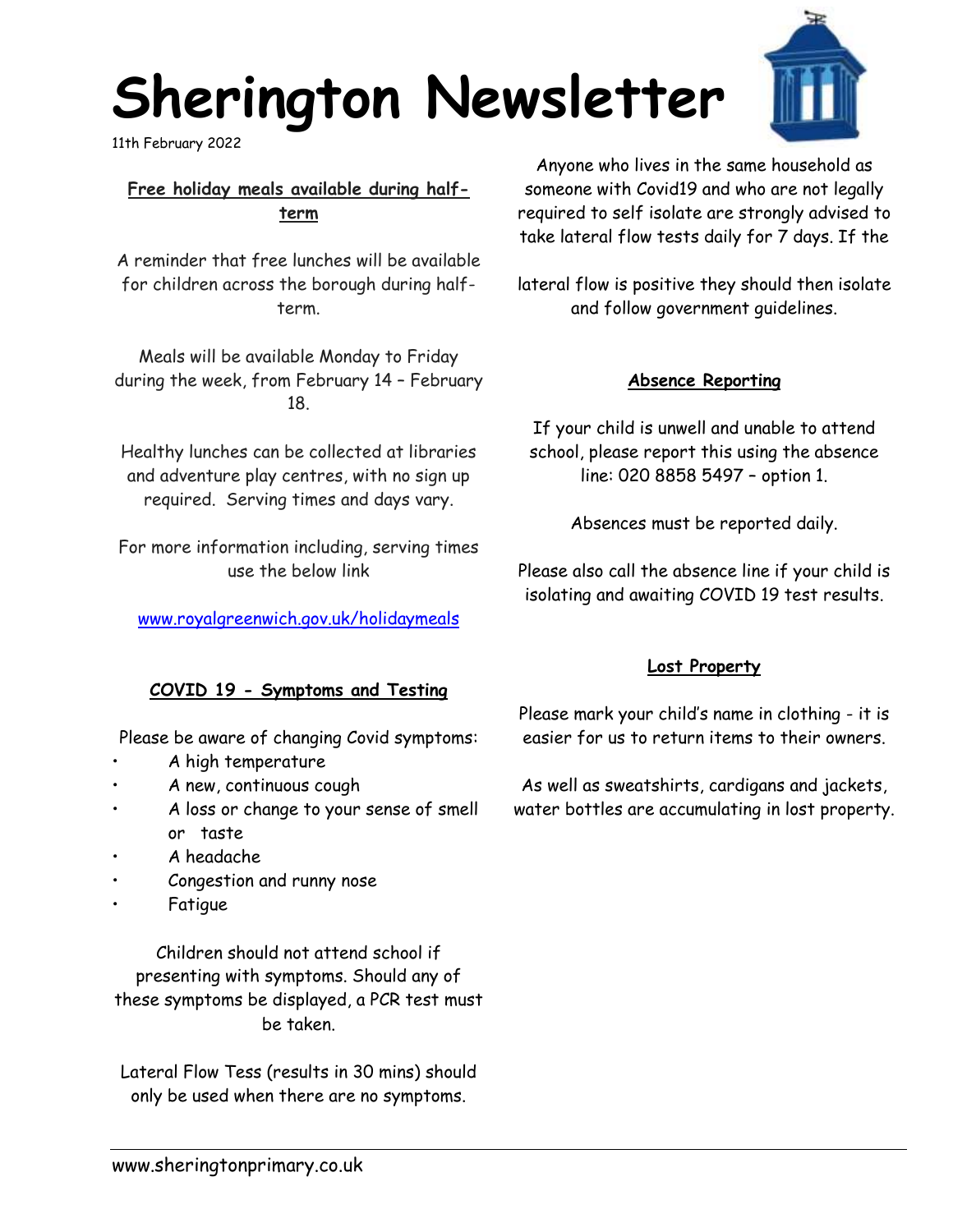# Sherington Newsletter

11th February 2022

**Free holiday meals available during half-term**

A reminder that free lunches will be available for children across the borough during half-term.

Meals will be available Monday to Friday during the week, from February 14 – February 18.

Healthy lunches can be collected at libraries and adventure play centres, with no sign up required. Serving times and days vary.

For more information including, serving times use the below link

www.royalgreenwich.gov.uk/holidaymeals

**COVID 19 - Symptoms and Testing**

Please be aware of changing Covid symptoms:

- A high temperature
- A new, continuous cough
- A loss or change to your sense of smell or taste
- A headache
- Congestion and runny nose
- Fatigue

Children should not attend school if presenting with symptoms. Should any of these symptoms be displayed, a PCR test must be taken.

Lateral Flow Tess (results in 30 mins) should only be used when there are no symptoms.

Anyone who lives in the same household as someone with Covid19 and who are not legally required to self isolate are strongly advised to take lateral flow tests daily for 7 days. If the lateral flow is positive they should then isolate and follow government guidelines.

**Absence Reporting**

If your child is unwell and unable to attend school, please report this using the absence line: 020 8858 5497 – option 1.

Absences must be reported daily.

Please also call the absence line if your child is isolating and awaiting COVID 19 test results.

**Lost Property**

Please mark your child's name in clothing - it is easier for us to return items to their owners.

As well as sweatshirts, cardigans and jackets, water bottles are accumulating in lost property.

www.sheringtonprimary.co.uk